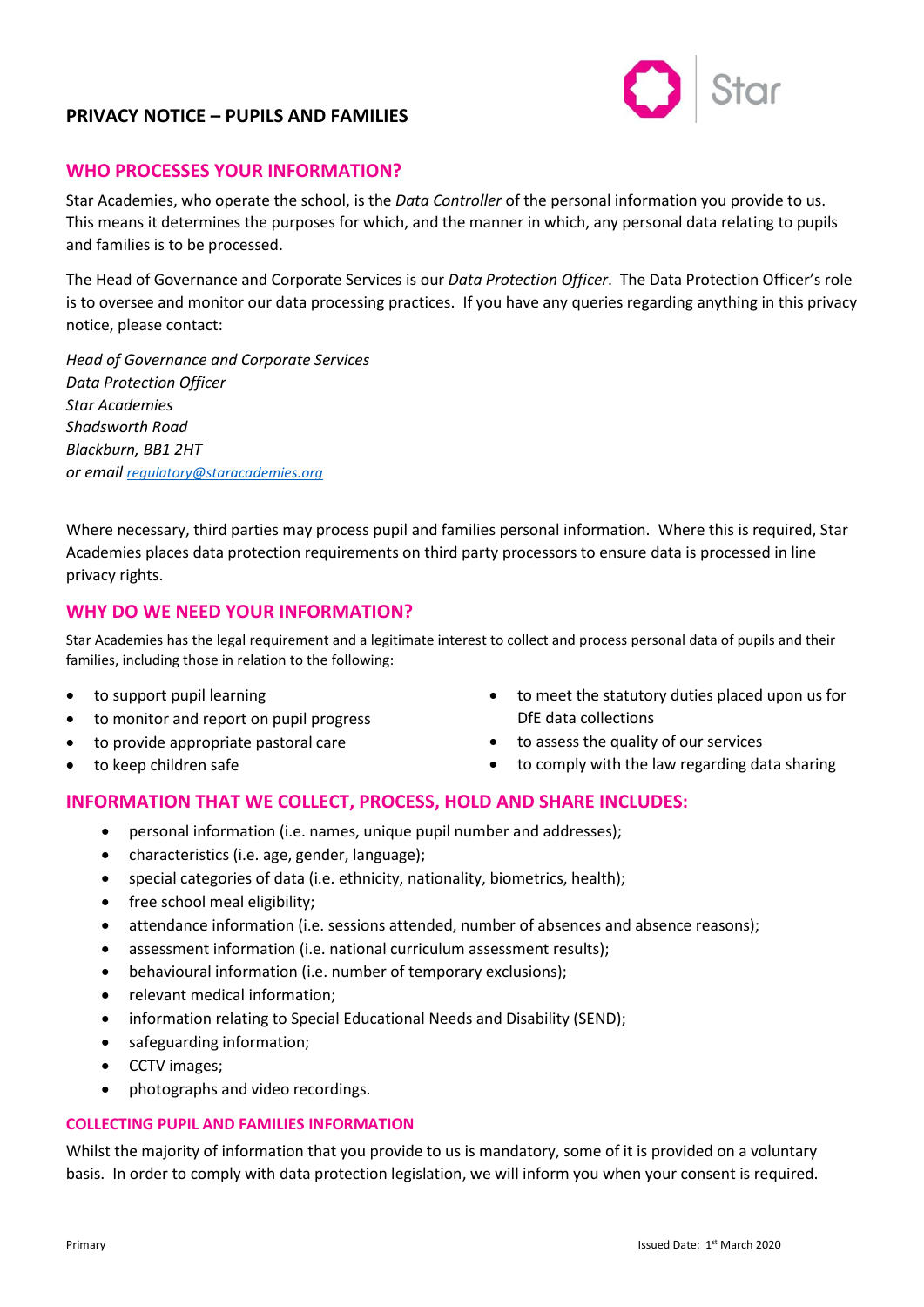# PRIVACY NOTICE – PUPILS AND FAMILIES

## WHO PROCESSES YOUR INFORMATION?

Star Academies, who operate the school, is the *Data Controller* of the personal information you provide to us. This means it determines the purposes for which, and the manner in which, any personal data relating to pupils and families is to be processed.

The Head of Governance and Corporate Services is our *Data Protection Officer*. The Data Protection Officer's role is to oversee and monitor our data processing practices. If you have any queries regarding anything in this privacy notice, please contact:

*Head of Governance and Corporate Services*
*Data Protection Officer*
*Star Academies*
*Shadsworth Road*
*Blackburn, BB1 2HT*
*or email regulatory@staracademies.org*

Where necessary, third parties may process pupil and families personal information. Where this is required, Star Academies places data protection requirements on third party processors to ensure data is processed in line privacy rights.

## WHY DO WE NEED YOUR INFORMATION?

Star Academies has the legal requirement and a legitimate interest to collect and process personal data of pupils and their families, including those in relation to the following:

- to support pupil learning
- to monitor and report on pupil progress
- to provide appropriate pastoral care
- to keep children safe
- to meet the statutory duties placed upon us for DfE data collections
- to assess the quality of our services
- to comply with the law regarding data sharing

## INFORMATION THAT WE COLLECT, PROCESS, HOLD AND SHARE INCLUDES:

- personal information (i.e. names, unique pupil number and addresses);
- characteristics (i.e. age, gender, language);
- special categories of data (i.e. ethnicity, nationality, biometrics, health);
- free school meal eligibility;
- attendance information (i.e. sessions attended, number of absences and absence reasons);
- assessment information (i.e. national curriculum assessment results);
- behavioural information (i.e. number of temporary exclusions);
- relevant medical information;
- information relating to Special Educational Needs and Disability (SEND);
- safeguarding information;
- CCTV images;
- photographs and video recordings.

### COLLECTING PUPIL AND FAMILIES INFORMATION

Whilst the majority of information that you provide to us is mandatory, some of it is provided on a voluntary basis. In order to comply with data protection legislation, we will inform you when your consent is required.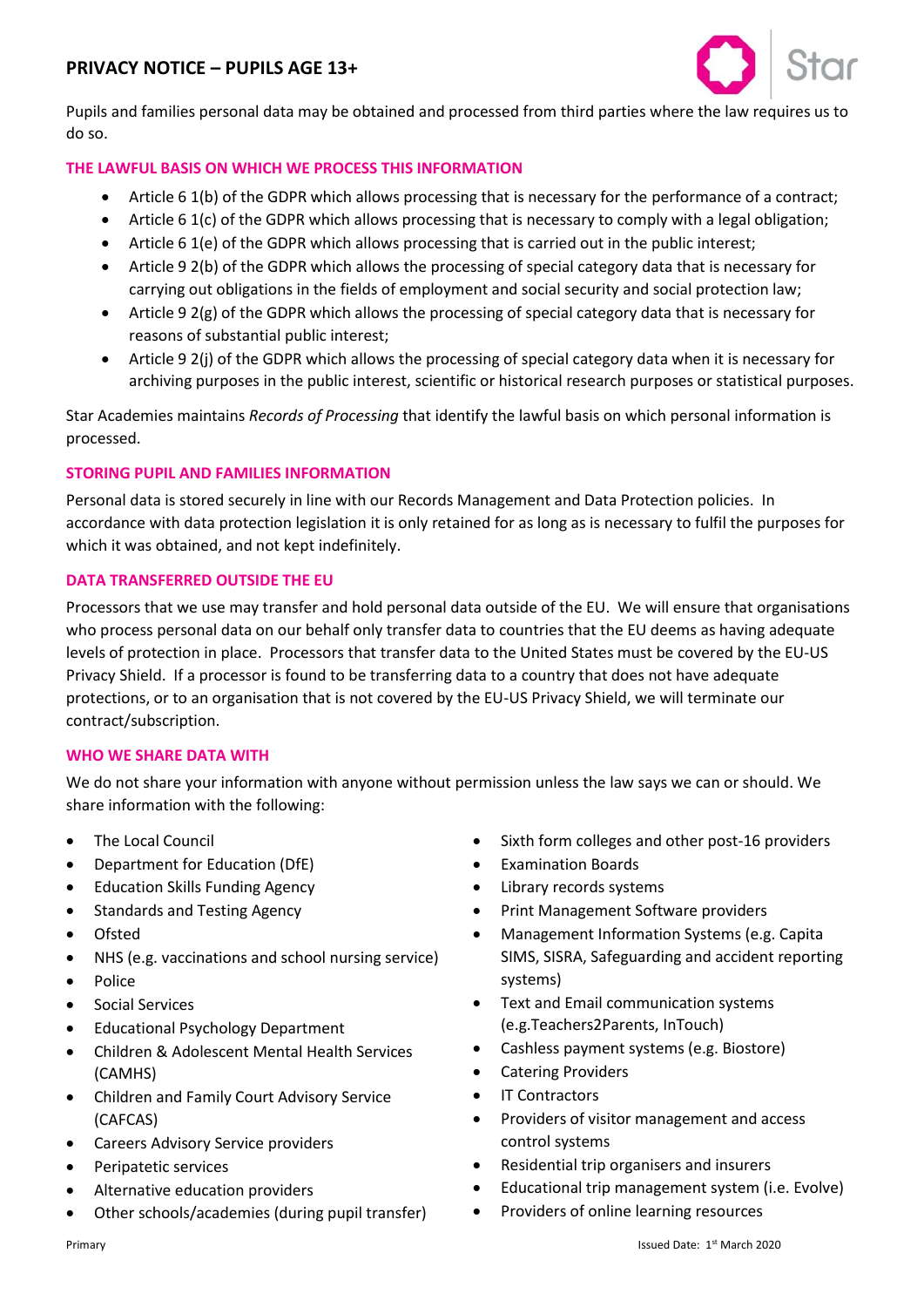Pupils and families personal data may be obtained and processed from third parties where the law requires us to do so.

### THE LAWFUL BASIS ON WHICH WE PROCESS THIS INFORMATION

- Article 6 1(b) of the GDPR which allows processing that is necessary for the performance of a contract;
- Article 6 1(c) of the GDPR which allows processing that is necessary to comply with a legal obligation;
- Article 6 1(e) of the GDPR which allows processing that is carried out in the public interest;
- Article 9 2(b) of the GDPR which allows the processing of special category data that is necessary for carrying out obligations in the fields of employment and social security and social protection law;
- Article 9 2(g) of the GDPR which allows the processing of special category data that is necessary for reasons of substantial public interest;
- Article 9 2(j) of the GDPR which allows the processing of special category data when it is necessary for archiving purposes in the public interest, scientific or historical research purposes or statistical purposes.

Star Academies maintains *Records of Processing* that identify the lawful basis on which personal information is processed.

### STORING PUPIL AND FAMILIES INFORMATION

Personal data is stored securely in line with our Records Management and Data Protection policies. In accordance with data protection legislation it is only retained for as long as is necessary to fulfil the purposes for which it was obtained, and not kept indefinitely.

### DATA TRANSFERRED OUTSIDE THE EU

Processors that we use may transfer and hold personal data outside of the EU. We will ensure that organisations who process personal data on our behalf only transfer data to countries that the EU deems as having adequate levels of protection in place. Processors that transfer data to the United States must be covered by the EU-US Privacy Shield. If a processor is found to be transferring data to a country that does not have adequate protections, or to an organisation that is not covered by the EU-US Privacy Shield, we will terminate our contract/subscription.

### WHO WE SHARE DATA WITH

We do not share your information with anyone without permission unless the law says we can or should. We share information with the following:

- The Local Council
- Department for Education (DfE)
- Education Skills Funding Agency
- Standards and Testing Agency
- Ofsted
- NHS (e.g. vaccinations and school nursing service)
- Police
- Social Services
- Educational Psychology Department
- Children & Adolescent Mental Health Services (CAMHS)
- Children and Family Court Advisory Service (CAFCAS)
- Careers Advisory Service providers
- Peripatetic services
- Alternative education providers
- Other schools/academies (during pupil transfer)
- Sixth form colleges and other post-16 providers
- Examination Boards
- Library records systems
- Print Management Software providers
- Management Information Systems (e.g. Capita SIMS, SISRA, Safeguarding and accident reporting systems)
- Text and Email communication systems (e.g.Teachers2Parents, InTouch)
- Cashless payment systems (e.g. Biostore)
- Catering Providers
- IT Contractors
- Providers of visitor management and access control systems
- Residential trip organisers and insurers
- Educational trip management system (i.e. Evolve)
- Providers of online learning resources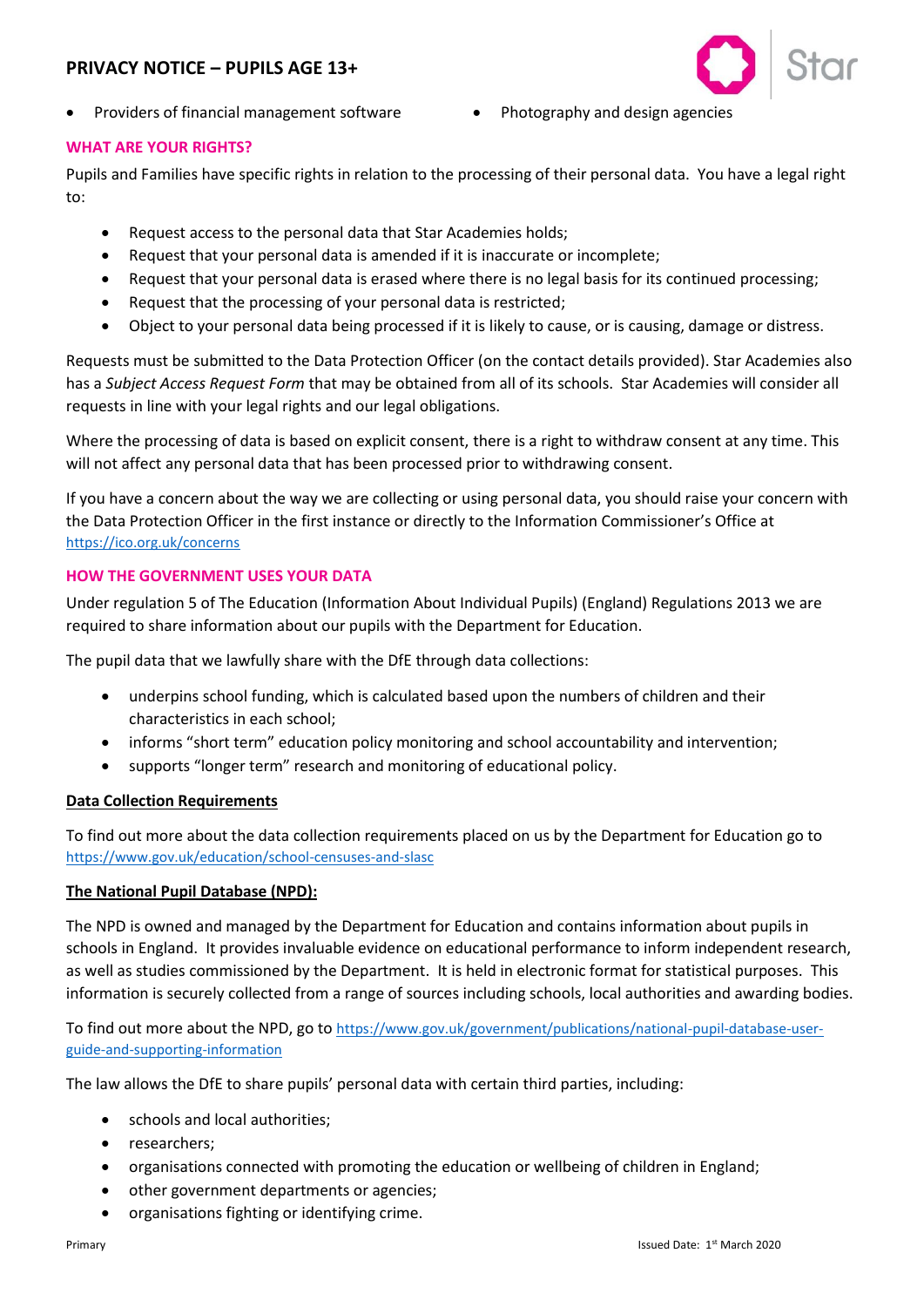- Providers of financial management software
- Photography and design agencies

### WHAT ARE YOUR RIGHTS?

Pupils and Families have specific rights in relation to the processing of their personal data. You have a legal right to:

- Request access to the personal data that Star Academies holds;
- Request that your personal data is amended if it is inaccurate or incomplete;
- Request that your personal data is erased where there is no legal basis for its continued processing;
- Request that the processing of your personal data is restricted;
- Object to your personal data being processed if it is likely to cause, or is causing, damage or distress.

Requests must be submitted to the Data Protection Officer (on the contact details provided). Star Academies also has a *Subject Access Request Form* that may be obtained from all of its schools. Star Academies will consider all requests in line with your legal rights and our legal obligations.

Where the processing of data is based on explicit consent, there is a right to withdraw consent at any time. This will not affect any personal data that has been processed prior to withdrawing consent.

If you have a concern about the way we are collecting or using personal data, you should raise your concern with the Data Protection Officer in the first instance or directly to the Information Commissioner's Office at https://ico.org.uk/concerns

### HOW THE GOVERNMENT USES YOUR DATA

Under regulation 5 of The Education (Information About Individual Pupils) (England) Regulations 2013 we are required to share information about our pupils with the Department for Education.

The pupil data that we lawfully share with the DfE through data collections:

- underpins school funding, which is calculated based upon the numbers of children and their characteristics in each school;
- informs "short term" education policy monitoring and school accountability and intervention;
- supports "longer term" research and monitoring of educational policy.

#### Data Collection Requirements

To find out more about the data collection requirements placed on us by the Department for Education go to https://www.gov.uk/education/school-censuses-and-slasc

#### The National Pupil Database (NPD):

The NPD is owned and managed by the Department for Education and contains information about pupils in schools in England. It provides invaluable evidence on educational performance to inform independent research, as well as studies commissioned by the Department. It is held in electronic format for statistical purposes. This information is securely collected from a range of sources including schools, local authorities and awarding bodies.

To find out more about the NPD, go to https://www.gov.uk/government/publications/national-pupil-database-user-guide-and-supporting-information

The law allows the DfE to share pupils' personal data with certain third parties, including:

- schools and local authorities;
- researchers;
- organisations connected with promoting the education or wellbeing of children in England;
- other government departments or agencies;
- organisations fighting or identifying crime.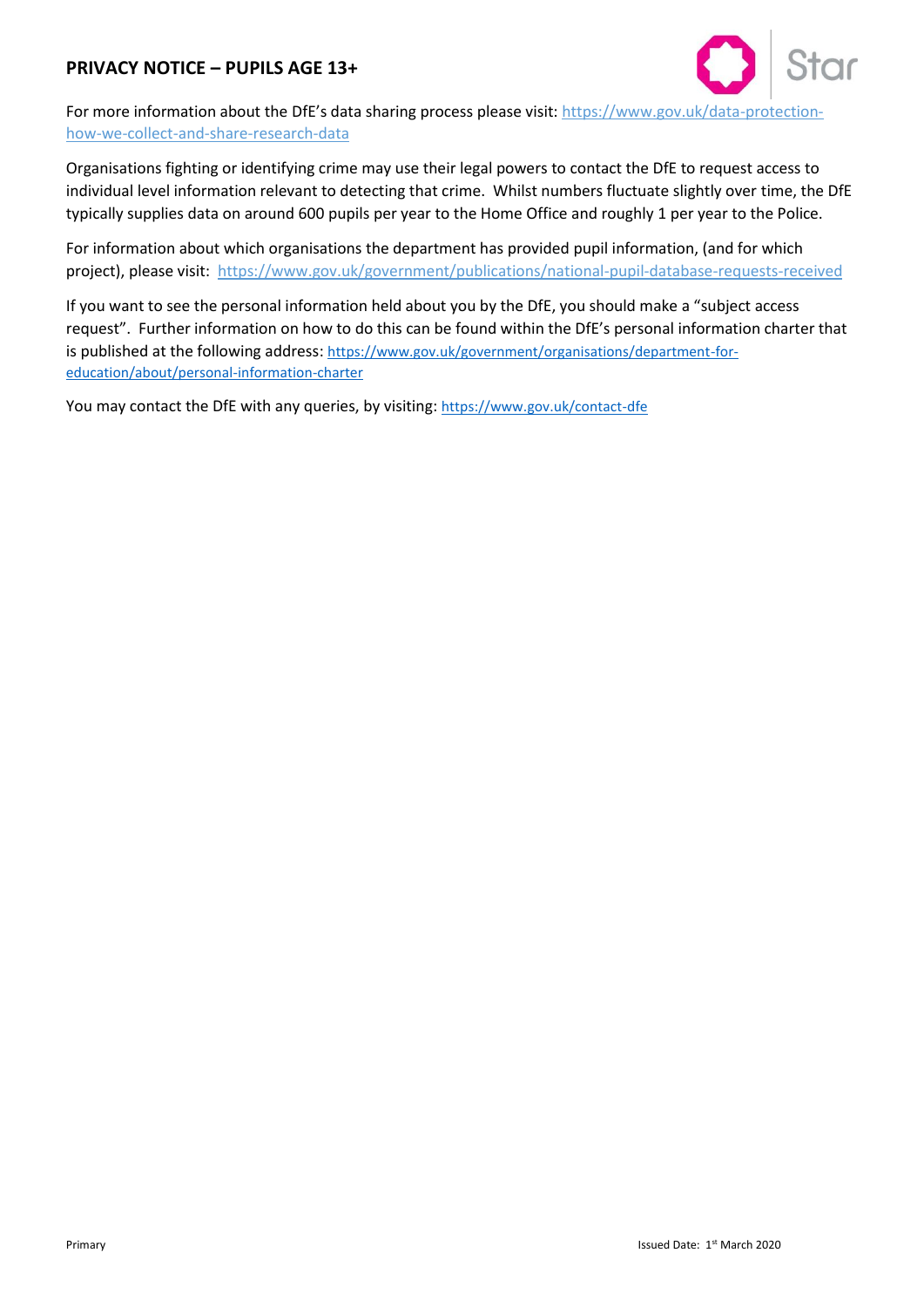For more information about the DfE's data sharing process please visit: https://www.gov.uk/data-protection-how-we-collect-and-share-research-data

Organisations fighting or identifying crime may use their legal powers to contact the DfE to request access to individual level information relevant to detecting that crime. Whilst numbers fluctuate slightly over time, the DfE typically supplies data on around 600 pupils per year to the Home Office and roughly 1 per year to the Police.

For information about which organisations the department has provided pupil information, (and for which project), please visit: https://www.gov.uk/government/publications/national-pupil-database-requests-received

If you want to see the personal information held about you by the DfE, you should make a "subject access request". Further information on how to do this can be found within the DfE's personal information charter that is published at the following address: https://www.gov.uk/government/organisations/department-for-education/about/personal-information-charter

You may contact the DfE with any queries, by visiting: https://www.gov.uk/contact-dfe